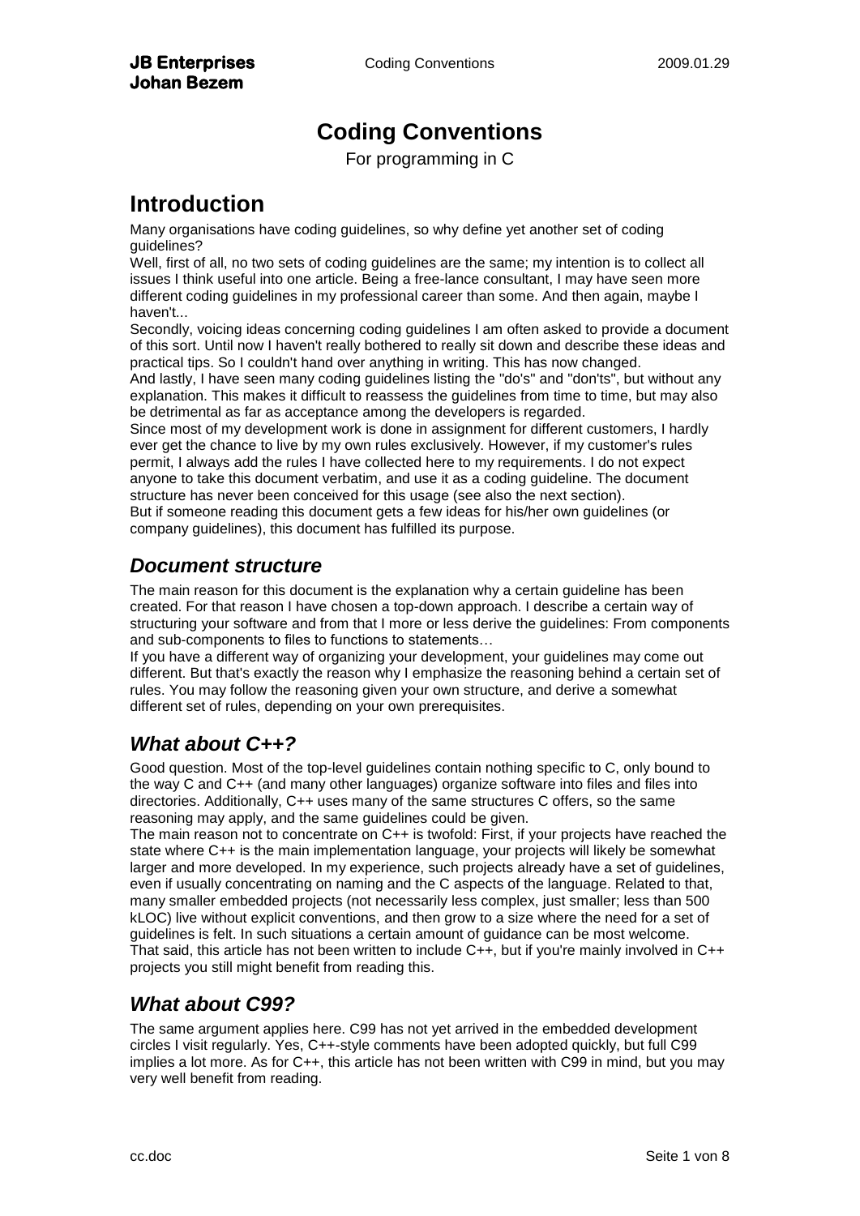# Coding Conventions

For programming in C

# Introduction

Many organisations have coding guidelines, so why define yet another set of coding guidelines?
Well, first of all, no two sets of coding guidelines are the same; my intention is to collect all issues I think useful into one article. Being a free-lance consultant, I may have seen more different coding guidelines in my professional career than some. And then again, maybe I haven't...
Secondly, voicing ideas concerning coding guidelines I am often asked to provide a document of this sort. Until now I haven't really bothered to really sit down and describe these ideas and practical tips. So I couldn't hand over anything in writing. This has now changed.
And lastly, I have seen many coding guidelines listing the "do's" and "don'ts", but without any explanation. This makes it difficult to reassess the guidelines from time to time, but may also be detrimental as far as acceptance among the developers is regarded.
Since most of my development work is done in assignment for different customers, I hardly ever get the chance to live by my own rules exclusively. However, if my customer's rules permit, I always add the rules I have collected here to my requirements. I do not expect anyone to take this document verbatim, and use it as a coding guideline. The document structure has never been conceived for this usage (see also the next section).
But if someone reading this document gets a few ideas for his/her own guidelines (or company guidelines), this document has fulfilled its purpose.

## *Document structure*

The main reason for this document is the explanation why a certain guideline has been created. For that reason I have chosen a top-down approach. I describe a certain way of structuring your software and from that I more or less derive the guidelines: From components and sub-components to files to functions to statements…
If you have a different way of organizing your development, your guidelines may come out different. But that's exactly the reason why I emphasize the reasoning behind a certain set of rules. You may follow the reasoning given your own structure, and derive a somewhat different set of rules, depending on your own prerequisites.

## *What about C++?*

Good question. Most of the top-level guidelines contain nothing specific to C, only bound to the way C and C++ (and many other languages) organize software into files and files into directories. Additionally, C++ uses many of the same structures C offers, so the same reasoning may apply, and the same guidelines could be given.
The main reason not to concentrate on C++ is twofold: First, if your projects have reached the state where C++ is the main implementation language, your projects will likely be somewhat larger and more developed. In my experience, such projects already have a set of guidelines, even if usually concentrating on naming and the C aspects of the language. Related to that, many smaller embedded projects (not necessarily less complex, just smaller; less than 500 kLOC) live without explicit conventions, and then grow to a size where the need for a set of guidelines is felt. In such situations a certain amount of guidance can be most welcome.
That said, this article has not been written to include C++, but if you're mainly involved in C++ projects you still might benefit from reading this.

## *What about C99?*

The same argument applies here. C99 has not yet arrived in the embedded development circles I visit regularly. Yes, C++-style comments have been adopted quickly, but full C99 implies a lot more. As for C++, this article has not been written with C99 in mind, but you may very well benefit from reading.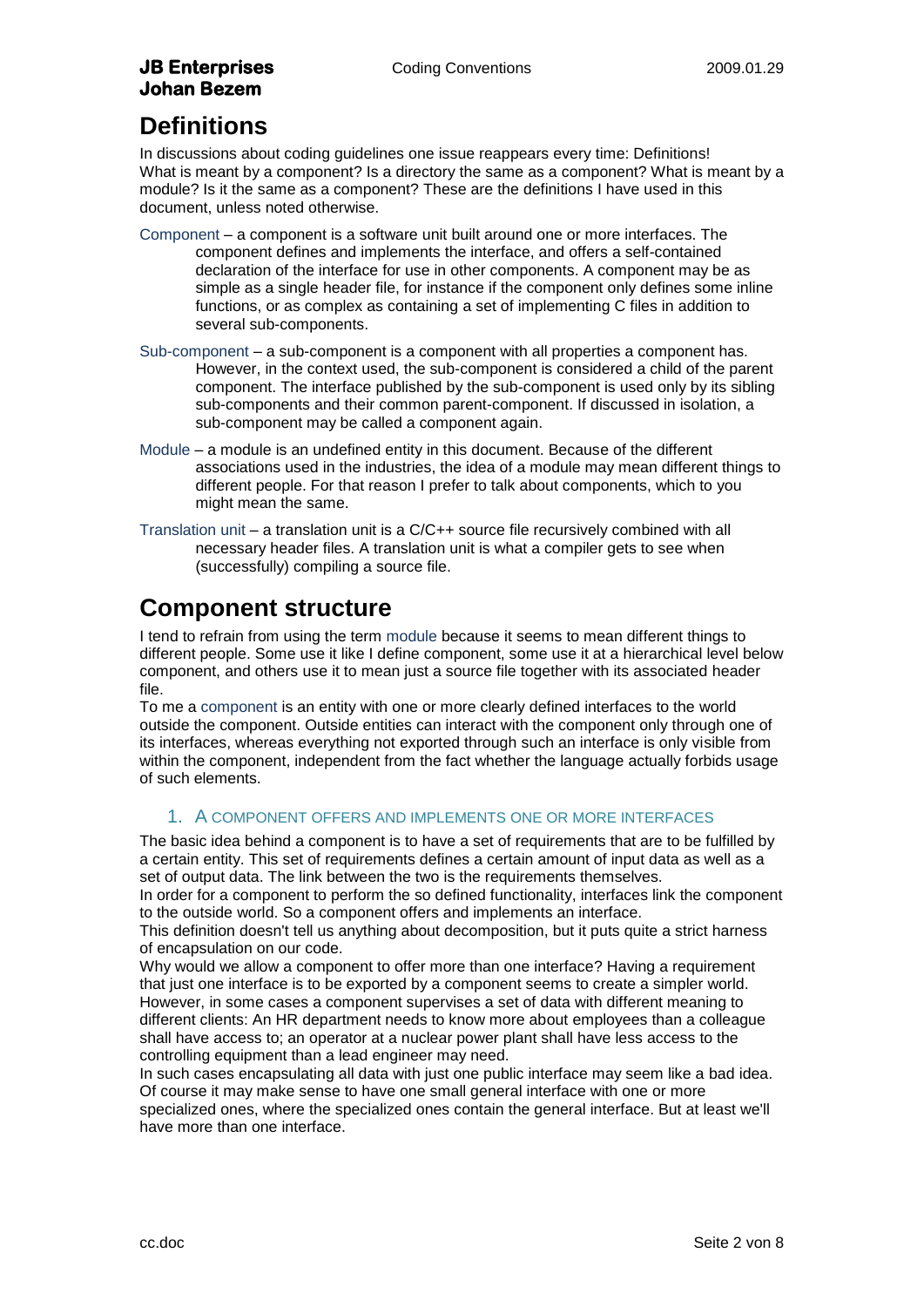# Definitions

In discussions about coding guidelines one issue reappears every time: Definitions! What is meant by a component? Is a directory the same as a component? What is meant by a module? Is it the same as a component? These are the definitions I have used in this document, unless noted otherwise.

Component – a component is a software unit built around one or more interfaces. The component defines and implements the interface, and offers a self-contained declaration of the interface for use in other components. A component may be as simple as a single header file, for instance if the component only defines some inline functions, or as complex as containing a set of implementing C files in addition to several sub-components.

Sub-component – a sub-component is a component with all properties a component has. However, in the context used, the sub-component is considered a child of the parent component. The interface published by the sub-component is used only by its sibling sub-components and their common parent-component. If discussed in isolation, a sub-component may be called a component again.

Module – a module is an undefined entity in this document. Because of the different associations used in the industries, the idea of a module may mean different things to different people. For that reason I prefer to talk about components, which to you might mean the same.

Translation unit – a translation unit is a C/C++ source file recursively combined with all necessary header files. A translation unit is what a compiler gets to see when (successfully) compiling a source file.

# Component structure

I tend to refrain from using the term module because it seems to mean different things to different people. Some use it like I define component, some use it at a hierarchical level below component, and others use it to mean just a source file together with its associated header file.

To me a component is an entity with one or more clearly defined interfaces to the world outside the component. Outside entities can interact with the component only through one of its interfaces, whereas everything not exported through such an interface is only visible from within the component, independent from the fact whether the language actually forbids usage of such elements.

### 1. A component offers and implements one or more interfaces

The basic idea behind a component is to have a set of requirements that are to be fulfilled by a certain entity. This set of requirements defines a certain amount of input data as well as a set of output data. The link between the two is the requirements themselves.

In order for a component to perform the so defined functionality, interfaces link the component to the outside world. So a component offers and implements an interface.

This definition doesn't tell us anything about decomposition, but it puts quite a strict harness of encapsulation on our code.

Why would we allow a component to offer more than one interface? Having a requirement that just one interface is to be exported by a component seems to create a simpler world. However, in some cases a component supervises a set of data with different meaning to different clients: An HR department needs to know more about employees than a colleague shall have access to; an operator at a nuclear power plant shall have less access to the controlling equipment than a lead engineer may need.

In such cases encapsulating all data with just one public interface may seem like a bad idea. Of course it may make sense to have one small general interface with one or more specialized ones, where the specialized ones contain the general interface. But at least we'll have more than one interface.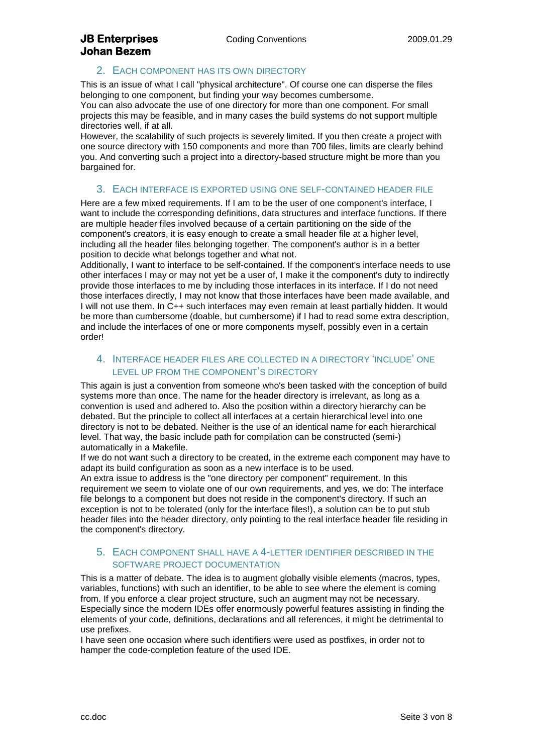## 2. Each component has its own directory

This is an issue of what I call "physical architecture". Of course one can disperse the files belonging to one component, but finding your way becomes cumbersome.
You can also advocate the use of one directory for more than one component. For small projects this may be feasible, and in many cases the build systems do not support multiple directories well, if at all.
However, the scalability of such projects is severely limited. If you then create a project with one source directory with 150 components and more than 700 files, limits are clearly behind you. And converting such a project into a directory-based structure might be more than you bargained for.

## 3. Each interface is exported using one self-contained header file

Here are a few mixed requirements. If I am to be the user of one component's interface, I want to include the corresponding definitions, data structures and interface functions. If there are multiple header files involved because of a certain partitioning on the side of the component's creators, it is easy enough to create a small header file at a higher level, including all the header files belonging together. The component's author is in a better position to decide what belongs together and what not.
Additionally, I want to interface to be self-contained. If the component's interface needs to use other interfaces I may or may not yet be a user of, I make it the component's duty to indirectly provide those interfaces to me by including those interfaces in its interface. If I do not need those interfaces directly, I may not know that those interfaces have been made available, and I will not use them. In C++ such interfaces may even remain at least partially hidden. It would be more than cumbersome (doable, but cumbersome) if I had to read some extra description, and include the interfaces of one or more components myself, possibly even in a certain order!

## 4. Interface header files are collected in a directory 'include' one level up from the component's directory

This again is just a convention from someone who's been tasked with the conception of build systems more than once. The name for the header directory is irrelevant, as long as a convention is used and adhered to. Also the position within a directory hierarchy can be debated. But the principle to collect all interfaces at a certain hierarchical level into one directory is not to be debated. Neither is the use of an identical name for each hierarchical level. That way, the basic include path for compilation can be constructed (semi-) automatically in a Makefile.
If we do not want such a directory to be created, in the extreme each component may have to adapt its build configuration as soon as a new interface is to be used.
An extra issue to address is the "one directory per component" requirement. In this requirement we seem to violate one of our own requirements, and yes, we do: The interface file belongs to a component but does not reside in the component's directory. If such an exception is not to be tolerated (only for the interface files!), a solution can be to put stub header files into the header directory, only pointing to the real interface header file residing in the component's directory.

## 5. Each component shall have a 4-letter identifier described in the software project documentation

This is a matter of debate. The idea is to augment globally visible elements (macros, types, variables, functions) with such an identifier, to be able to see where the element is coming from. If you enforce a clear project structure, such an augment may not be necessary. Especially since the modern IDEs offer enormously powerful features assisting in finding the elements of your code, definitions, declarations and all references, it might be detrimental to use prefixes.
I have seen one occasion where such identifiers were used as postfixes, in order not to hamper the code-completion feature of the used IDE.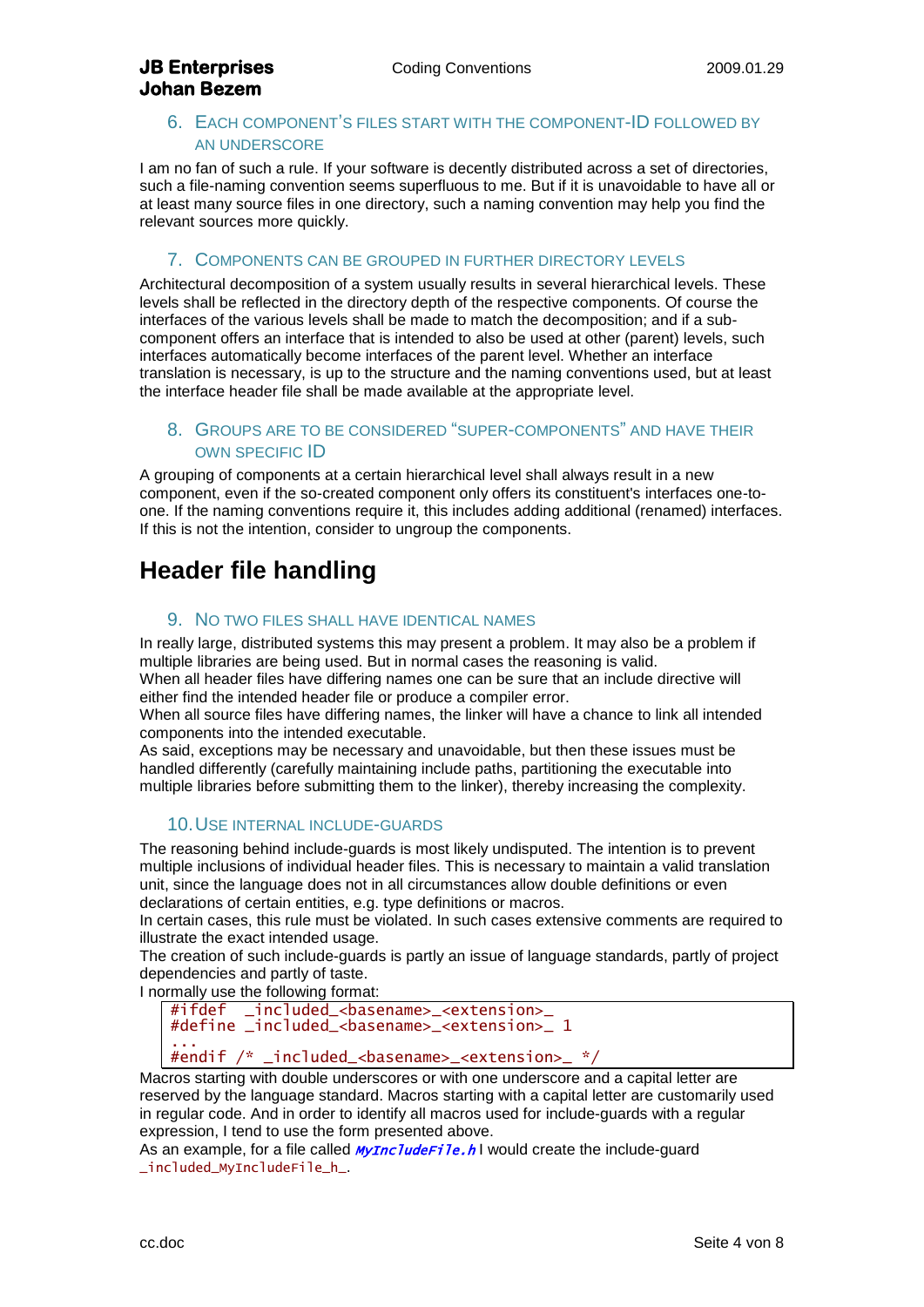### 6. Each component's files start with the component-ID followed by an underscore

I am no fan of such a rule. If your software is decently distributed across a set of directories, such a file-naming convention seems superfluous to me. But if it is unavoidable to have all or at least many source files in one directory, such a naming convention may help you find the relevant sources more quickly.

### 7. Components can be grouped in further directory levels

Architectural decomposition of a system usually results in several hierarchical levels. These levels shall be reflected in the directory depth of the respective components. Of course the interfaces of the various levels shall be made to match the decomposition; and if a sub-component offers an interface that is intended to also be used at other (parent) levels, such interfaces automatically become interfaces of the parent level. Whether an interface translation is necessary, is up to the structure and the naming conventions used, but at least the interface header file shall be made available at the appropriate level.

### 8. Groups are to be considered "super-components" and have their own specific ID

A grouping of components at a certain hierarchical level shall always result in a new component, even if the so-created component only offers its constituent's interfaces one-to-one. If the naming conventions require it, this includes adding additional (renamed) interfaces. If this is not the intention, consider to ungroup the components.

## Header file handling

### 9. No two files shall have identical names

In really large, distributed systems this may present a problem. It may also be a problem if multiple libraries are being used. But in normal cases the reasoning is valid.
When all header files have differing names one can be sure that an include directive will either find the intended header file or produce a compiler error.
When all source files have differing names, the linker will have a chance to link all intended components into the intended executable.
As said, exceptions may be necessary and unavoidable, but then these issues must be handled differently (carefully maintaining include paths, partitioning the executable into multiple libraries before submitting them to the linker), thereby increasing the complexity.

### 10. Use internal include-guards

The reasoning behind include-guards is most likely undisputed. The intention is to prevent multiple inclusions of individual header files. This is necessary to maintain a valid translation unit, since the language does not in all circumstances allow double definitions or even declarations of certain entities, e.g. type definitions or macros.
In certain cases, this rule must be violated. In such cases extensive comments are required to illustrate the exact intended usage.
The creation of such include-guards is partly an issue of language standards, partly of project dependencies and partly of taste.
I normally use the following format:

```
#ifdef  _included_<basename>_<extension>_
#define _included_<basename>_<extension>_ 1
...
#endif /* _included_<basename>_<extension>_ */
```

Macros starting with double underscores or with one underscore and a capital letter are reserved by the language standard. Macros starting with a capital letter are customarily used in regular code. And in order to identify all macros used for include-guards with a regular expression, I tend to use the form presented above.
As an example, for a file called *MyIncludeFile.h* I would create the include-guard `_included_MyIncludeFile_h_`.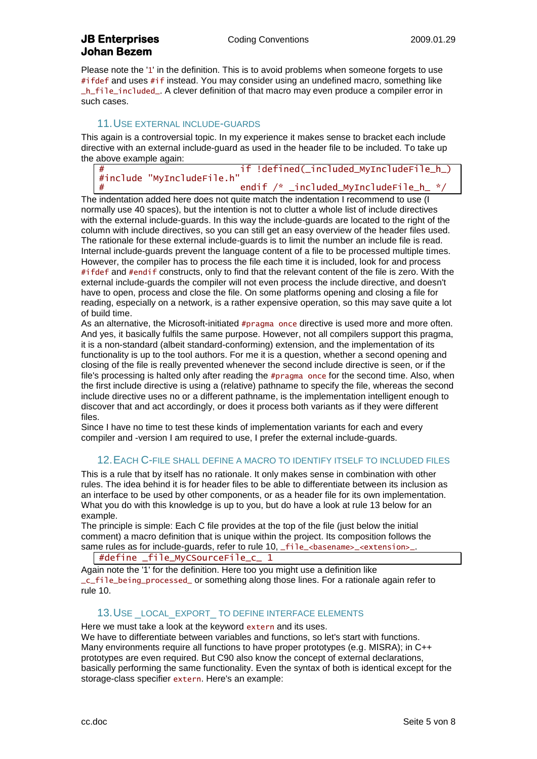Please note the '1' in the definition. This is to avoid problems when someone forgets to use `#ifdef` and uses `#if` instead. You may consider using an undefined macro, something like `_h_file_included_`. A clever definition of that macro may even produce a compiler error in such cases.

## 11. Use external include-guards

This again is a controversial topic. In my experience it makes sense to bracket each include directive with an external include-guard as used in the header file to be included. To take up the above example again:

```
#                          if !defined(_included_MyIncludeFile_h_)
#include "MyIncludeFile.h"
#                          endif /* _included_MyIncludeFile_h_ */
```

The indentation added here does not quite match the indentation I recommend to use (I normally use 40 spaces), but the intention is not to clutter a whole list of include directives with the external include-guards. In this way the include-guards are located to the right of the column with include directives, so you can still get an easy overview of the header files used. The rationale for these external include-guards is to limit the number an include file is read. Internal include-guards prevent the language content of a file to be processed multiple times. However, the compiler has to process the file each time it is included, look for and process `#ifdef` and `#endif` constructs, only to find that the relevant content of the file is zero. With the external include-guards the compiler will not even process the include directive, and doesn't have to open, process and close the file. On some platforms opening and closing a file for reading, especially on a network, is a rather expensive operation, so this may save quite a lot of build time.
As an alternative, the Microsoft-initiated `#pragma once` directive is used more and more often. And yes, it basically fulfils the same purpose. However, not all compilers support this pragma, it is a non-standard (albeit standard-conforming) extension, and the implementation of its functionality is up to the tool authors. For me it is a question, whether a second opening and closing of the file is really prevented whenever the second include directive is seen, or if the file's processing is halted only after reading the `#pragma once` for the second time. Also, when the first include directive is using a (relative) pathname to specify the file, whereas the second include directive uses no or a different pathname, is the implementation intelligent enough to discover that and act accordingly, or does it process both variants as if they were different files.
Since I have no time to test these kinds of implementation variants for each and every compiler and -version I am required to use, I prefer the external include-guards.

## 12. Each C-file shall define a macro to identify itself to included files

This is a rule that by itself has no rationale. It only makes sense in combination with other rules. The idea behind it is for header files to be able to differentiate between its inclusion as an interface to be used by other components, or as a header file for its own implementation. What you do with this knowledge is up to you, but do have a look at rule 13 below for an example.
The principle is simple: Each C file provides at the top of the file (just below the initial comment) a macro definition that is unique within the project. Its composition follows the same rules as for include-guards, refer to rule 10, `_file_<basename>_<extension>_`.

```
#define _file_MyCSourceFile_c_ 1
```

Again note the '1' for the definition. Here too you might use a definition like `_c_file_being_processed_` or something along those lines. For a rationale again refer to rule 10.

## 13. Use _LOCAL_EXPORT_ to define interface elements

Here we must take a look at the keyword `extern` and its uses.
We have to differentiate between variables and functions, so let's start with functions. Many environments require all functions to have proper prototypes (e.g. MISRA); in C++ prototypes are even required. But C90 also know the concept of external declarations, basically performing the same functionality. Even the syntax of both is identical except for the storage-class specifier `extern`. Here's an example: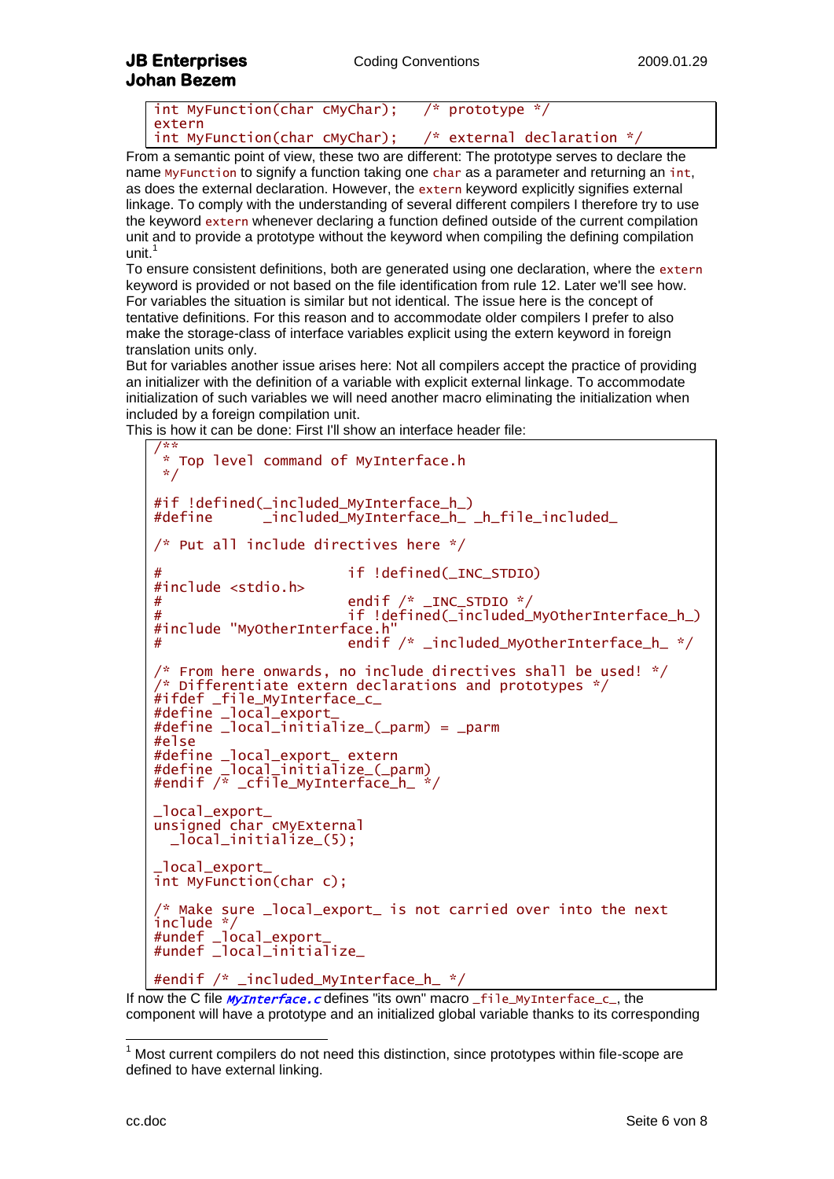```
int MyFunction(char cMyChar);    /* prototype */
extern
int MyFunction(char cMyChar);    /* external declaration */
```

From a semantic point of view, these two are different: The prototype serves to declare the name `MyFunction` to signify a function taking one `char` as a parameter and returning an `int`, as does the external declaration. However, the `extern` keyword explicitly signifies external linkage. To comply with the understanding of several different compilers I therefore try to use the keyword `extern` whenever declaring a function defined outside of the current compilation unit and to provide a prototype without the keyword when compiling the defining compilation unit.[1]

To ensure consistent definitions, both are generated using one declaration, where the `extern` keyword is provided or not based on the file identification from rule 12. Later we'll see how. For variables the situation is similar but not identical. The issue here is the concept of tentative definitions. For this reason and to accommodate older compilers I prefer to also make the storage-class of interface variables explicit using the extern keyword in foreign translation units only.

But for variables another issue arises here: Not all compilers accept the practice of providing an initializer with the definition of a variable with explicit external linkage. To accommodate initialization of such variables we will need another macro eliminating the initialization when included by a foreign compilation unit.

This is how it can be done: First I'll show an interface header file:

```
/**
 * Top level command of MyInterface.h
 */

#if !defined(_included_MyInterface_h_)
#define      _included_MyInterface_h_ _h_file_included_

/* Put all include directives here */

#                        if !defined(_INC_STDIO)
#include <stdio.h>
#                        endif /* _INC_STDIO */
#                        if !defined(_included_MyOtherInterface_h_)
#include "MyOtherInterface.h"
#                        endif /* _included_MyOtherInterface_h_ */

/* From here onwards, no include directives shall be used! */
/* Differentiate extern declarations and prototypes */
#ifdef _file_MyInterface_c_
#define _local_export_
#define _local_initialize_(_parm) = _parm
#else
#define _local_export_ extern
#define _local_initialize_(_parm)
#endif /* _cfile_MyInterface_h_ */

_local_export_
unsigned char cMyExternal
  _local_initialize_(5);

_local_export_
int MyFunction(char c);

/* Make sure _local_export_ is not carried over into the next
include */
#undef _local_export_
#undef _local_initialize_

#endif /* _included_MyInterface_h_ */
```

If now the C file ***MyInterface.c*** defines "its own" macro `_file_MyInterface_c_`, the component will have a prototype and an initialized global variable thanks to its corresponding

---

[1] Most current compilers do not need this distinction, since prototypes within file-scope are defined to have external linking.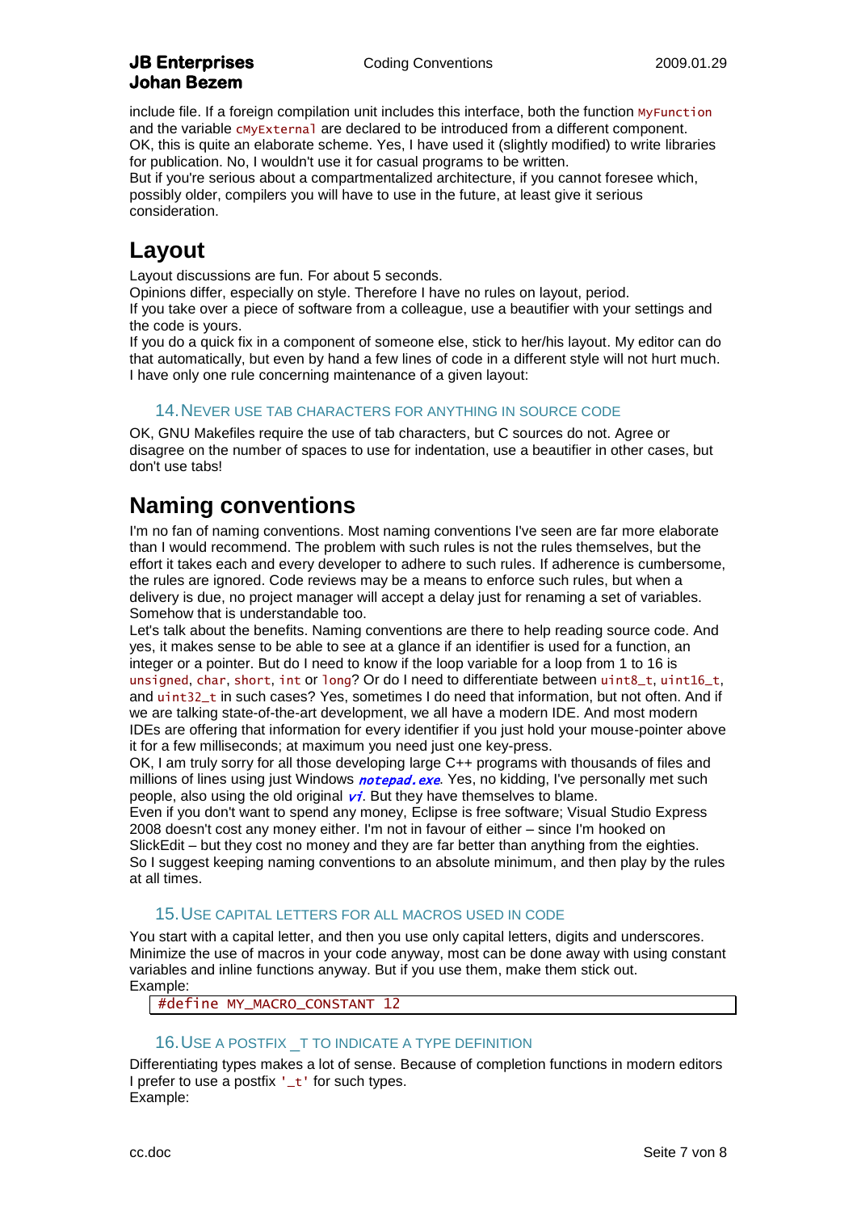include file. If a foreign compilation unit includes this interface, both the function `MyFunction` and the variable `cMyExternal` are declared to be introduced from a different component.
OK, this is quite an elaborate scheme. Yes, I have used it (slightly modified) to write libraries for publication. No, I wouldn't use it for casual programs to be written.
But if you're serious about a compartmentalized architecture, if you cannot foresee which, possibly older, compilers you will have to use in the future, at least give it serious consideration.

# Layout

Layout discussions are fun. For about 5 seconds.
Opinions differ, especially on style. Therefore I have no rules on layout, period.
If you take over a piece of software from a colleague, use a beautifier with your settings and the code is yours.
If you do a quick fix in a component of someone else, stick to her/his layout. My editor can do that automatically, but even by hand a few lines of code in a different style will not hurt much.
I have only one rule concerning maintenance of a given layout:

### 14. Never use tab characters for anything in source code

OK, GNU Makefiles require the use of tab characters, but C sources do not. Agree or disagree on the number of spaces to use for indentation, use a beautifier in other cases, but don't use tabs!

# Naming conventions

I'm no fan of naming conventions. Most naming conventions I've seen are far more elaborate than I would recommend. The problem with such rules is not the rules themselves, but the effort it takes each and every developer to adhere to such rules. If adherence is cumbersome, the rules are ignored. Code reviews may be a means to enforce such rules, but when a delivery is due, no project manager will accept a delay just for renaming a set of variables. Somehow that is understandable too.
Let's talk about the benefits. Naming conventions are there to help reading source code. And yes, it makes sense to be able to see at a glance if an identifier is used for a function, an integer or a pointer. But do I need to know if the loop variable for a loop from 1 to 16 is `unsigned`, `char`, `short`, `int` or `long`? Or do I need to differentiate between `uint8_t`, `uint16_t`, and `uint32_t` in such cases? Yes, sometimes I do need that information, but not often. And if we are talking state-of-the-art development, we all have a modern IDE. And most modern IDEs are offering that information for every identifier if you just hold your mouse-pointer above it for a few milliseconds; at maximum you need just one key-press.
OK, I am truly sorry for all those developing large C++ programs with thousands of files and millions of lines using just Windows ***notepad.exe***. Yes, no kidding, I've personally met such people, also using the old original ***vi***. But they have themselves to blame.
Even if you don't want to spend any money, Eclipse is free software; Visual Studio Express 2008 doesn't cost any money either. I'm not in favour of either – since I'm hooked on SlickEdit – but they cost no money and they are far better than anything from the eighties.
So I suggest keeping naming conventions to an absolute minimum, and then play by the rules at all times.

### 15. Use capital letters for all macros used in code

You start with a capital letter, and then you use only capital letters, digits and underscores. Minimize the use of macros in your code anyway, most can be done away with using constant variables and inline functions anyway. But if you use them, make them stick out.
Example:

```
#define MY_MACRO_CONSTANT 12
```

### 16. Use a postfix _t to indicate a type definition

Differentiating types makes a lot of sense. Because of completion functions in modern editors I prefer to use a postfix `'_t'` for such types.
Example: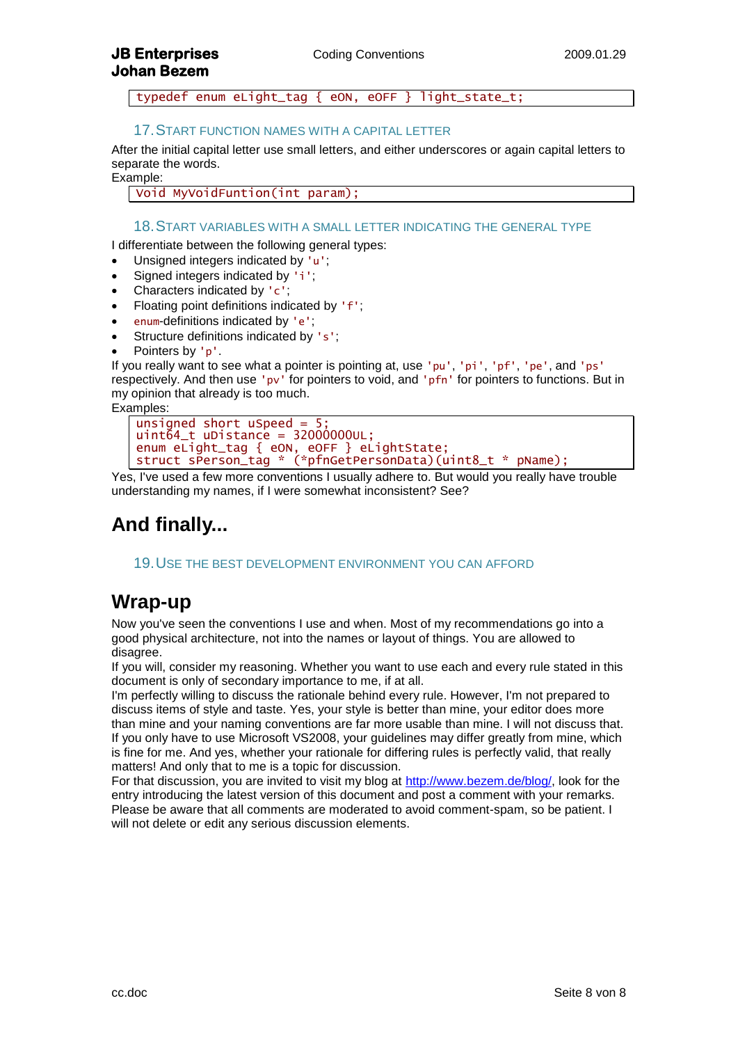```
typedef enum eLight_tag { eON, eOFF } light_state_t;
```

### 17. START FUNCTION NAMES WITH A CAPITAL LETTER

After the initial capital letter use small letters, and either underscores or again capital letters to separate the words.
Example:

```
void MyVoidFuntion(int param);
```

### 18. START VARIABLES WITH A SMALL LETTER INDICATING THE GENERAL TYPE

I differentiate between the following general types:

- Unsigned integers indicated by `'u'`;
- Signed integers indicated by `'i'`;
- Characters indicated by `'c'`;
- Floating point definitions indicated by `'f'`;
- `enum`-definitions indicated by `'e'`;
- Structure definitions indicated by `'s'`;
- Pointers by `'p'`.

If you really want to see what a pointer is pointing at, use `'pu'`, `'pi'`, `'pf'`, `'pe'`, and `'ps'` respectively. And then use `'pv'` for pointers to void, and `'pfn'` for pointers to functions. But in my opinion that already is too much.
Examples:

```
unsigned short uSpeed = 5;
uint64_t uDistance = 32000000UL;
enum eLight_tag { eON, eOFF } eLightState;
struct sPerson_tag * (*pfnGetPersonData)(uint8_t * pName);
```

Yes, I've used a few more conventions I usually adhere to. But would you really have trouble understanding my names, if I were somewhat inconsistent? See?

# And finally...

### 19. USE THE BEST DEVELOPMENT ENVIRONMENT YOU CAN AFFORD

# Wrap-up

Now you've seen the conventions I use and when. Most of my recommendations go into a good physical architecture, not into the names or layout of things. You are allowed to disagree.

If you will, consider my reasoning. Whether you want to use each and every rule stated in this document is only of secondary importance to me, if at all.

I'm perfectly willing to discuss the rationale behind every rule. However, I'm not prepared to discuss items of style and taste. Yes, your style is better than mine, your editor does more than mine and your naming conventions are far more usable than mine. I will not discuss that. If you only have to use Microsoft VS2008, your guidelines may differ greatly from mine, which is fine for me. And yes, whether your rationale for differing rules is perfectly valid, that really matters! And only that to me is a topic for discussion.

For that discussion, you are invited to visit my blog at http://www.bezem.de/blog/, look for the entry introducing the latest version of this document and post a comment with your remarks. Please be aware that all comments are moderated to avoid comment-spam, so be patient. I will not delete or edit any serious discussion elements.